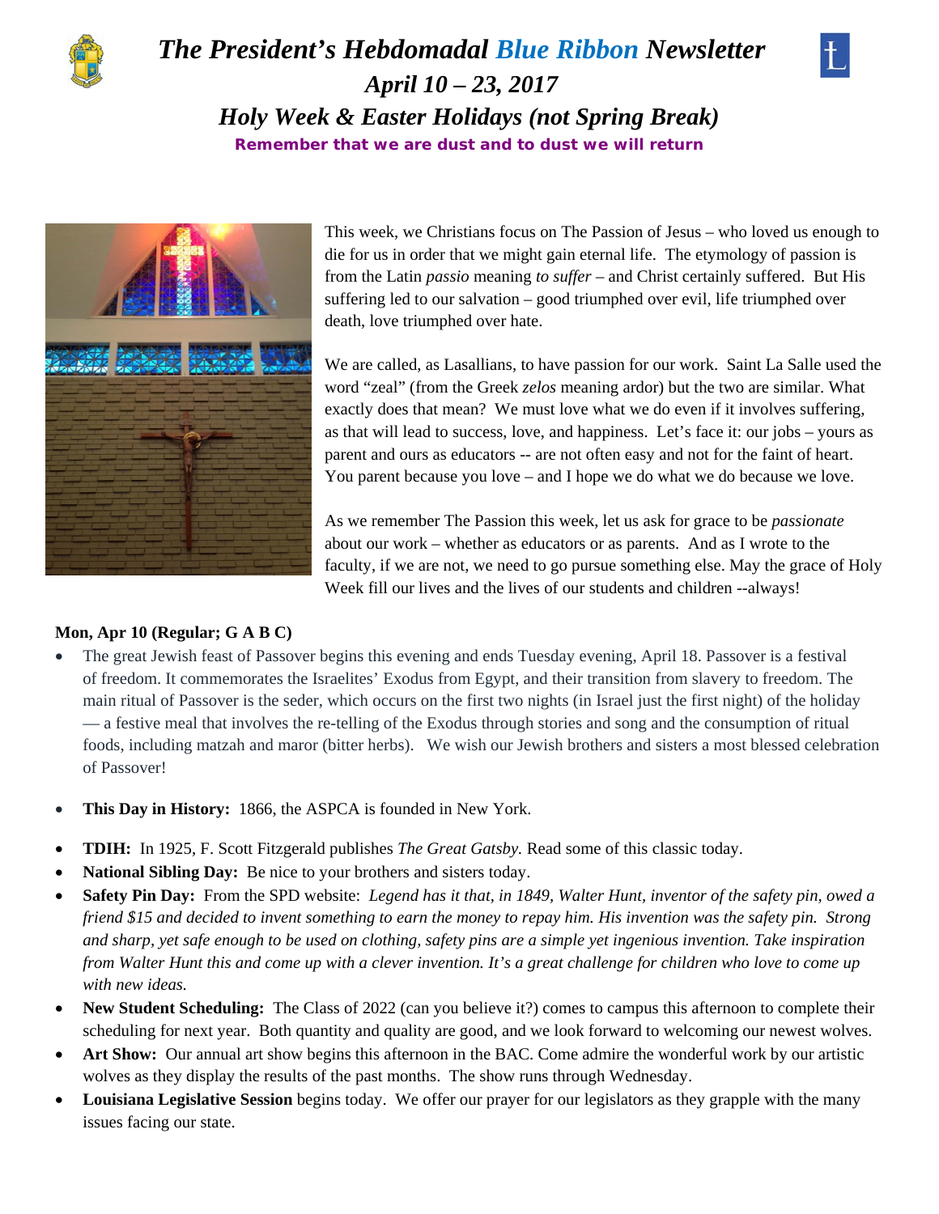# *The President's Hebdomadal Blue Ribbon Newsletter*

## *April 10 – 23, 2017*

## *Holy Week & Easter Holidays (not Spring Break)*

**Remember that we are dust and to dust we will return**

This week, we Christians focus on The Passion of Jesus – who loved us enough to die for us in order that we might gain eternal life. The etymology of passion is from the Latin *passio* meaning *to suffer* – and Christ certainly suffered. But His suffering led to our salvation – good triumphed over evil, life triumphed over death, love triumphed over hate.

We are called, as Lasallians, to have passion for our work. Saint La Salle used the word "zeal" (from the Greek *zelos* meaning ardor) but the two are similar. What exactly does that mean? We must love what we do even if it involves suffering, as that will lead to success, love, and happiness. Let's face it: our jobs – yours as parent and ours as educators -- are not often easy and not for the faint of heart. You parent because you love – and I hope we do what we do because we love.

As we remember The Passion this week, let us ask for grace to be *passionate* about our work – whether as educators or as parents. And as I wrote to the faculty, if we are not, we need to go pursue something else. May the grace of Holy Week fill our lives and the lives of our students and children --always!

**Mon, Apr 10 (Regular; G A B C)**

- The great Jewish feast of Passover begins this evening and ends Tuesday evening, April 18. Passover is a festival of freedom. It commemorates the Israelites' Exodus from Egypt, and their transition from slavery to freedom. The main ritual of Passover is the seder, which occurs on the first two nights (in Israel just the first night) of the holiday — a festive meal that involves the re-telling of the Exodus through stories and song and the consumption of ritual foods, including matzah and maror (bitter herbs). We wish our Jewish brothers and sisters a most blessed celebration of Passover!
- **This Day in History:** 1866, the ASPCA is founded in New York.
- **TDIH:** In 1925, F. Scott Fitzgerald publishes *The Great Gatsby.* Read some of this classic today.
- **National Sibling Day:** Be nice to your brothers and sisters today.
- **Safety Pin Day:** From the SPD website: *Legend has it that, in 1849, Walter Hunt, inventor of the safety pin, owed a friend $15 and decided to invent something to earn the money to repay him. His invention was the safety pin. Strong and sharp, yet safe enough to be used on clothing, safety pins are a simple yet ingenious invention. Take inspiration from Walter Hunt this and come up with a clever invention. It's a great challenge for children who love to come up with new ideas.*
- **New Student Scheduling:** The Class of 2022 (can you believe it?) comes to campus this afternoon to complete their scheduling for next year. Both quantity and quality are good, and we look forward to welcoming our newest wolves.
- **Art Show:** Our annual art show begins this afternoon in the BAC. Come admire the wonderful work by our artistic wolves as they display the results of the past months. The show runs through Wednesday.
- **Louisiana Legislative Session** begins today. We offer our prayer for our legislators as they grapple with the many issues facing our state.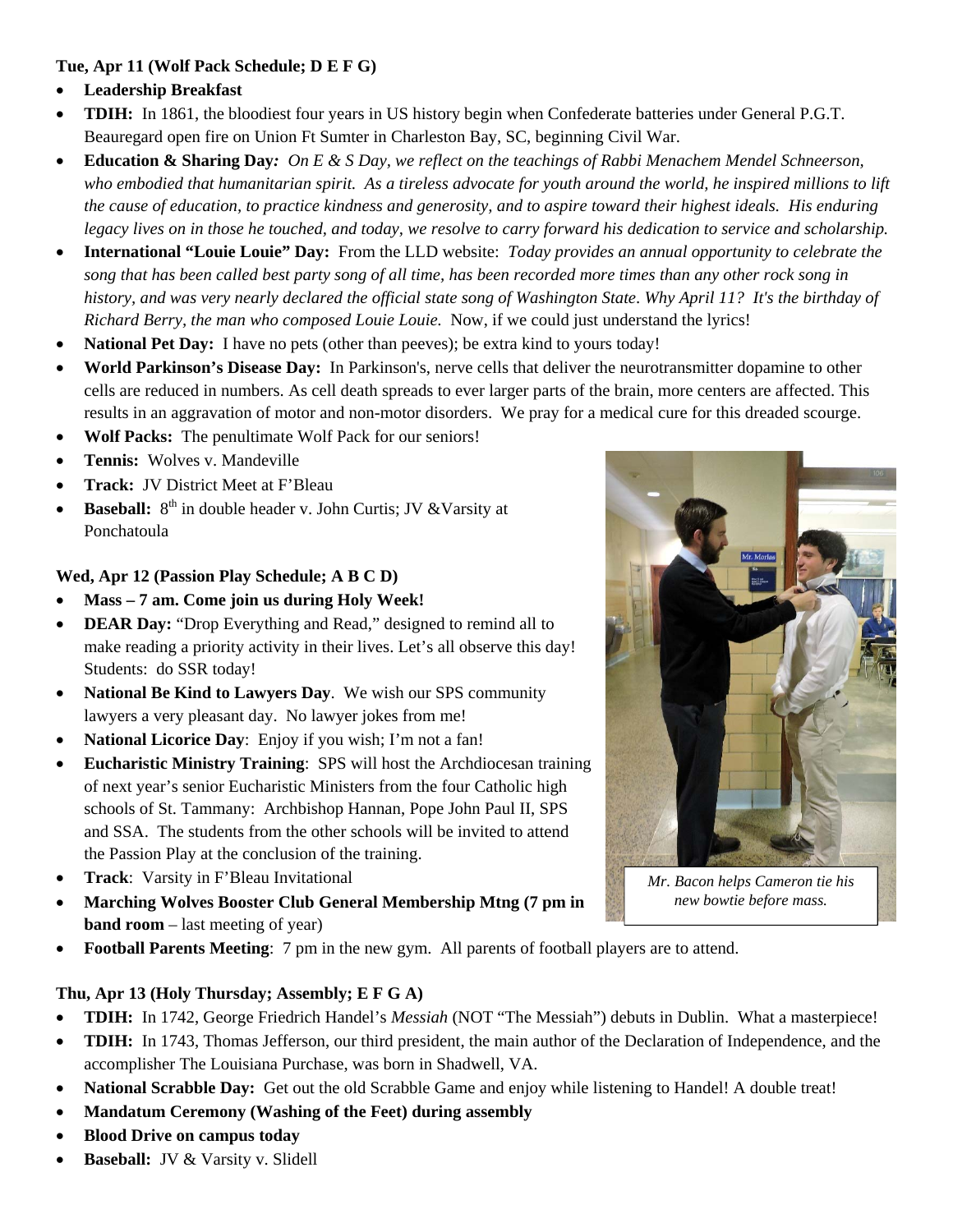**Tue, Apr 11 (Wolf Pack Schedule; D E F G)**

- **Leadership Breakfast**
- **TDIH:** In 1861, the bloodiest four years in US history begin when Confederate batteries under General P.G.T. Beauregard open fire on Union Ft Sumter in Charleston Bay, SC, beginning Civil War.
- **Education & Sharing Day:** *On E & S Day, we reflect on the teachings of Rabbi Menachem Mendel Schneerson, who embodied that humanitarian spirit. As a tireless advocate for youth around the world, he inspired millions to lift the cause of education, to practice kindness and generosity, and to aspire toward their highest ideals. His enduring legacy lives on in those he touched, and today, we resolve to carry forward his dedication to service and scholarship.*
- **International "Louie Louie" Day:** From the LLD website: *Today provides an annual opportunity to celebrate the song that has been called best party song of all time, has been recorded more times than any other rock song in history, and was very nearly declared the official state song of Washington State. Why April 11? It's the birthday of Richard Berry, the man who composed Louie Louie.* Now, if we could just understand the lyrics!
- **National Pet Day:** I have no pets (other than peeves); be extra kind to yours today!
- **World Parkinson's Disease Day:** In Parkinson's, nerve cells that deliver the neurotransmitter dopamine to other cells are reduced in numbers. As cell death spreads to ever larger parts of the brain, more centers are affected. This results in an aggravation of motor and non-motor disorders. We pray for a medical cure for this dreaded scourge.
- **Wolf Packs:** The penultimate Wolf Pack for our seniors!
- **Tennis:** Wolves v. Mandeville
- **Track:** JV District Meet at F'Bleau
- **Baseball:** 8th in double header v. John Curtis; JV &Varsity at Ponchatoula

**Wed, Apr 12 (Passion Play Schedule; A B C D)**

- **Mass – 7 am. Come join us during Holy Week!**
- **DEAR Day:** "Drop Everything and Read," designed to remind all to make reading a priority activity in their lives. Let's all observe this day! Students: do SSR today!
- **National Be Kind to Lawyers Day**. We wish our SPS community lawyers a very pleasant day. No lawyer jokes from me!
- **National Licorice Day**: Enjoy if you wish; I'm not a fan!
- **Eucharistic Ministry Training**: SPS will host the Archdiocesan training of next year's senior Eucharistic Ministers from the four Catholic high schools of St. Tammany: Archbishop Hannan, Pope John Paul II, SPS and SSA. The students from the other schools will be invited to attend the Passion Play at the conclusion of the training.
- **Track**: Varsity in F'Bleau Invitational
- **Marching Wolves Booster Club General Membership Mtng (7 pm in band room** – last meeting of year)
- **Football Parents Meeting**: 7 pm in the new gym. All parents of football players are to attend.

*Mr. Bacon helps Cameron tie his new bowtie before mass.*

**Thu, Apr 13 (Holy Thursday; Assembly; E F G A)**

- **TDIH:** In 1742, George Friedrich Handel's *Messiah* (NOT "The Messiah") debuts in Dublin. What a masterpiece!
- **TDIH:** In 1743, Thomas Jefferson, our third president, the main author of the Declaration of Independence, and the accomplisher The Louisiana Purchase, was born in Shadwell, VA.
- **National Scrabble Day:** Get out the old Scrabble Game and enjoy while listening to Handel! A double treat!
- **Mandatum Ceremony (Washing of the Feet) during assembly**
- **Blood Drive on campus today**
- **Baseball:** JV & Varsity v. Slidell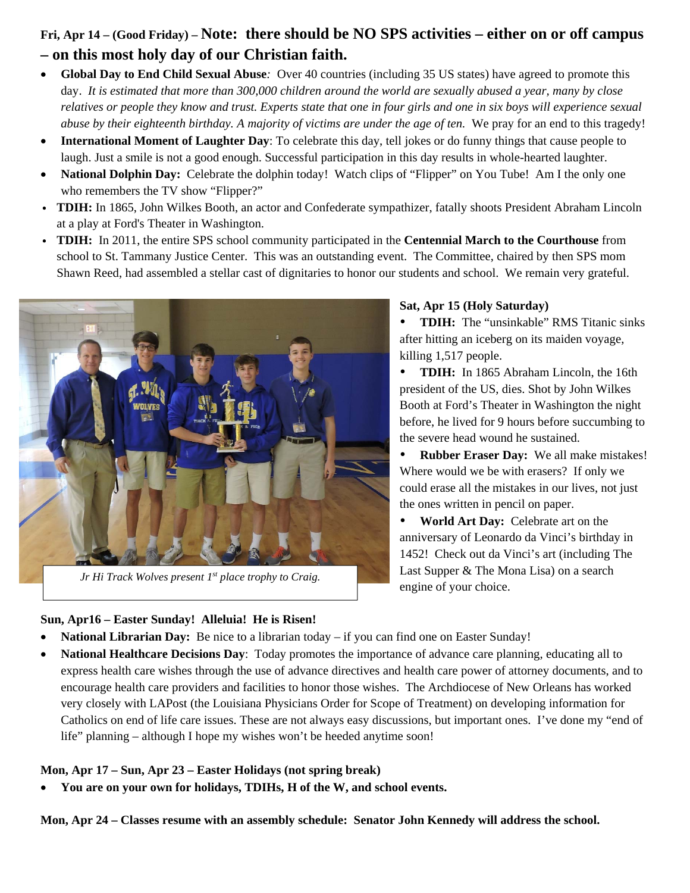**Fri, Apr 14 – (Good Friday) – Note: there should be NO SPS activities – either on or off campus – on this most holy day of our Christian faith.**

- **Global Day to End Child Sexual Abuse***:* Over 40 countries (including 35 US states) have agreed to promote this day. *It is estimated that more than 300,000 children around the world are sexually abused a year, many by close relatives or people they know and trust. Experts state that one in four girls and one in six boys will experience sexual abuse by their eighteenth birthday. A majority of victims are under the age of ten.* We pray for an end to this tragedy!
- **International Moment of Laughter Day**: To celebrate this day, tell jokes or do funny things that cause people to laugh. Just a smile is not a good enough. Successful participation in this day results in whole-hearted laughter.
- **National Dolphin Day:** Celebrate the dolphin today! Watch clips of "Flipper" on You Tube! Am I the only one who remembers the TV show "Flipper?"
- **TDIH:** In 1865, John Wilkes Booth, an actor and Confederate sympathizer, fatally shoots President Abraham Lincoln at a play at Ford's Theater in Washington.
- **TDIH:** In 2011, the entire SPS school community participated in the **Centennial March to the Courthouse** from school to St. Tammany Justice Center. This was an outstanding event. The Committee, chaired by then SPS mom Shawn Reed, had assembled a stellar cast of dignitaries to honor our students and school. We remain very grateful.

*Jr Hi Track Wolves present 1st place trophy to Craig.*

**Sat, Apr 15 (Holy Saturday)**

- **TDIH:** The "unsinkable" RMS Titanic sinks after hitting an iceberg on its maiden voyage, killing 1,517 people.
- **TDIH:** In 1865 Abraham Lincoln, the 16th president of the US, dies. Shot by John Wilkes Booth at Ford's Theater in Washington the night before, he lived for 9 hours before succumbing to the severe head wound he sustained.
- **Rubber Eraser Day:** We all make mistakes! Where would we be with erasers? If only we could erase all the mistakes in our lives, not just the ones written in pencil on paper.
- **World Art Day:** Celebrate art on the anniversary of Leonardo da Vinci's birthday in 1452! Check out da Vinci's art (including The Last Supper & The Mona Lisa) on a search engine of your choice.

**Sun, Apr16 – Easter Sunday! Alleluia! He is Risen!**

- **National Librarian Day:** Be nice to a librarian today – if you can find one on Easter Sunday!
- **National Healthcare Decisions Day**: Today promotes the importance of advance care planning, educating all to express health care wishes through the use of advance directives and health care power of attorney documents, and to encourage health care providers and facilities to honor those wishes. The Archdiocese of New Orleans has worked very closely with LAPost (the Louisiana Physicians Order for Scope of Treatment) on developing information for Catholics on end of life care issues. These are not always easy discussions, but important ones. I've done my "end of life" planning – although I hope my wishes won't be heeded anytime soon!

**Mon, Apr 17 – Sun, Apr 23 – Easter Holidays (not spring break)**

- **You are on your own for holidays, TDIHs, H of the W, and school events.**

**Mon, Apr 24 – Classes resume with an assembly schedule: Senator John Kennedy will address the school.**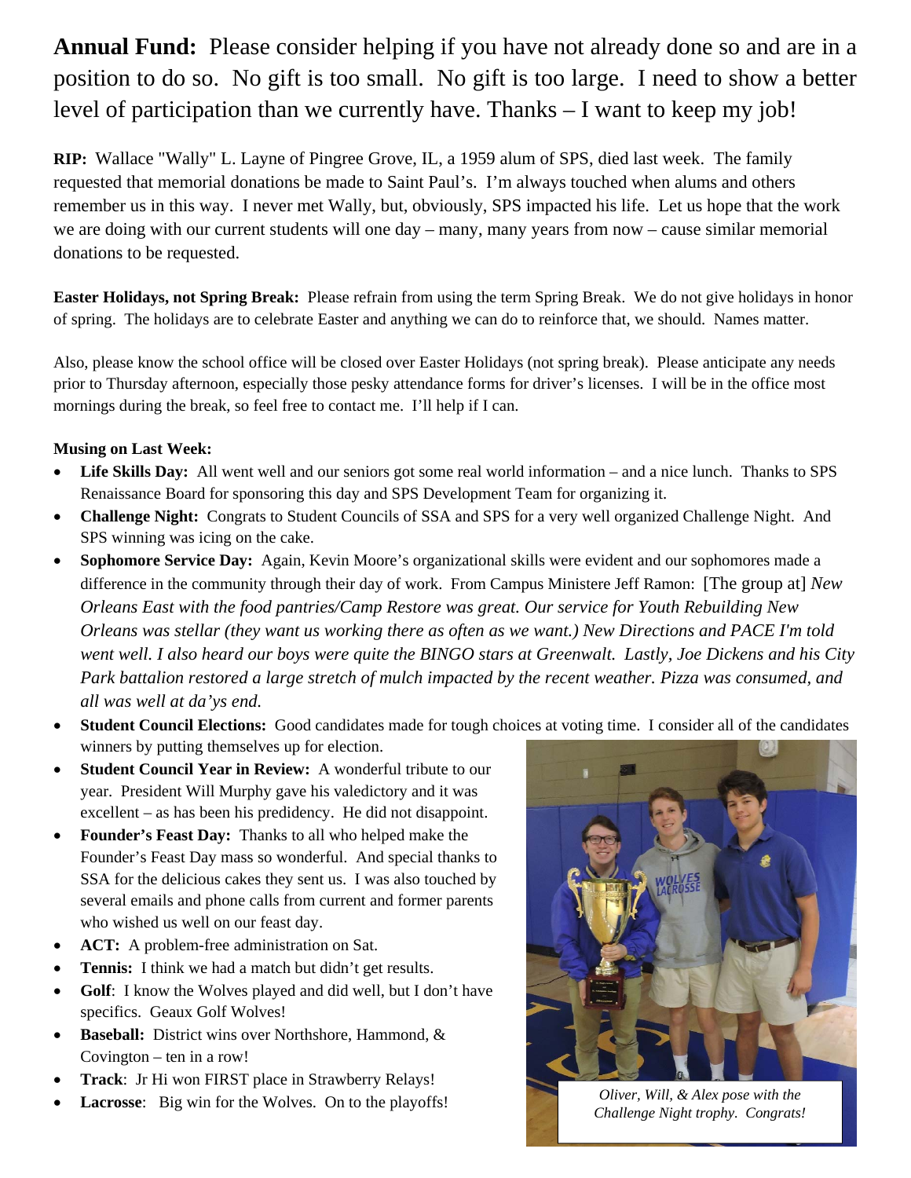**Annual Fund:** Please consider helping if you have not already done so and are in a position to do so. No gift is too small. No gift is too large. I need to show a better level of participation than we currently have. Thanks – I want to keep my job!

**RIP:** Wallace "Wally" L. Layne of Pingree Grove, IL, a 1959 alum of SPS, died last week. The family requested that memorial donations be made to Saint Paul's. I'm always touched when alums and others remember us in this way. I never met Wally, but, obviously, SPS impacted his life. Let us hope that the work we are doing with our current students will one day – many, many years from now – cause similar memorial donations to be requested.

**Easter Holidays, not Spring Break:** Please refrain from using the term Spring Break. We do not give holidays in honor of spring. The holidays are to celebrate Easter and anything we can do to reinforce that, we should. Names matter.

Also, please know the school office will be closed over Easter Holidays (not spring break). Please anticipate any needs prior to Thursday afternoon, especially those pesky attendance forms for driver's licenses. I will be in the office most mornings during the break, so feel free to contact me. I'll help if I can.

**Musing on Last Week:**

- **Life Skills Day:** All went well and our seniors got some real world information – and a nice lunch. Thanks to SPS Renaissance Board for sponsoring this day and SPS Development Team for organizing it.
- **Challenge Night:** Congrats to Student Councils of SSA and SPS for a very well organized Challenge Night. And SPS winning was icing on the cake.
- **Sophomore Service Day:** Again, Kevin Moore's organizational skills were evident and our sophomores made a difference in the community through their day of work. From Campus Ministere Jeff Ramon: [The group at] *New Orleans East with the food pantries/Camp Restore was great. Our service for Youth Rebuilding New Orleans was stellar (they want us working there as often as we want.) New Directions and PACE I'm told went well. I also heard our boys were quite the BINGO stars at Greenwalt. Lastly, Joe Dickens and his City Park battalion restored a large stretch of mulch impacted by the recent weather. Pizza was consumed, and all was well at da'ys end.*
- **Student Council Elections:** Good candidates made for tough choices at voting time. I consider all of the candidates winners by putting themselves up for election.
- **Student Council Year in Review:** A wonderful tribute to our year. President Will Murphy gave his valedictory and it was excellent – as has been his predidency. He did not disappoint.
- **Founder's Feast Day:** Thanks to all who helped make the Founder's Feast Day mass so wonderful. And special thanks to SSA for the delicious cakes they sent us. I was also touched by several emails and phone calls from current and former parents who wished us well on our feast day.
- **ACT:** A problem-free administration on Sat.
- **Tennis:** I think we had a match but didn't get results.
- **Golf**: I know the Wolves played and did well, but I don't have specifics. Geaux Golf Wolves!
- **Baseball:** District wins over Northshore, Hammond, & Covington – ten in a row!
- **Track**: Jr Hi won FIRST place in Strawberry Relays!
- **Lacrosse**: Big win for the Wolves. On to the playoffs!

*Oliver, Will, & Alex pose with the Challenge Night trophy. Congrats!*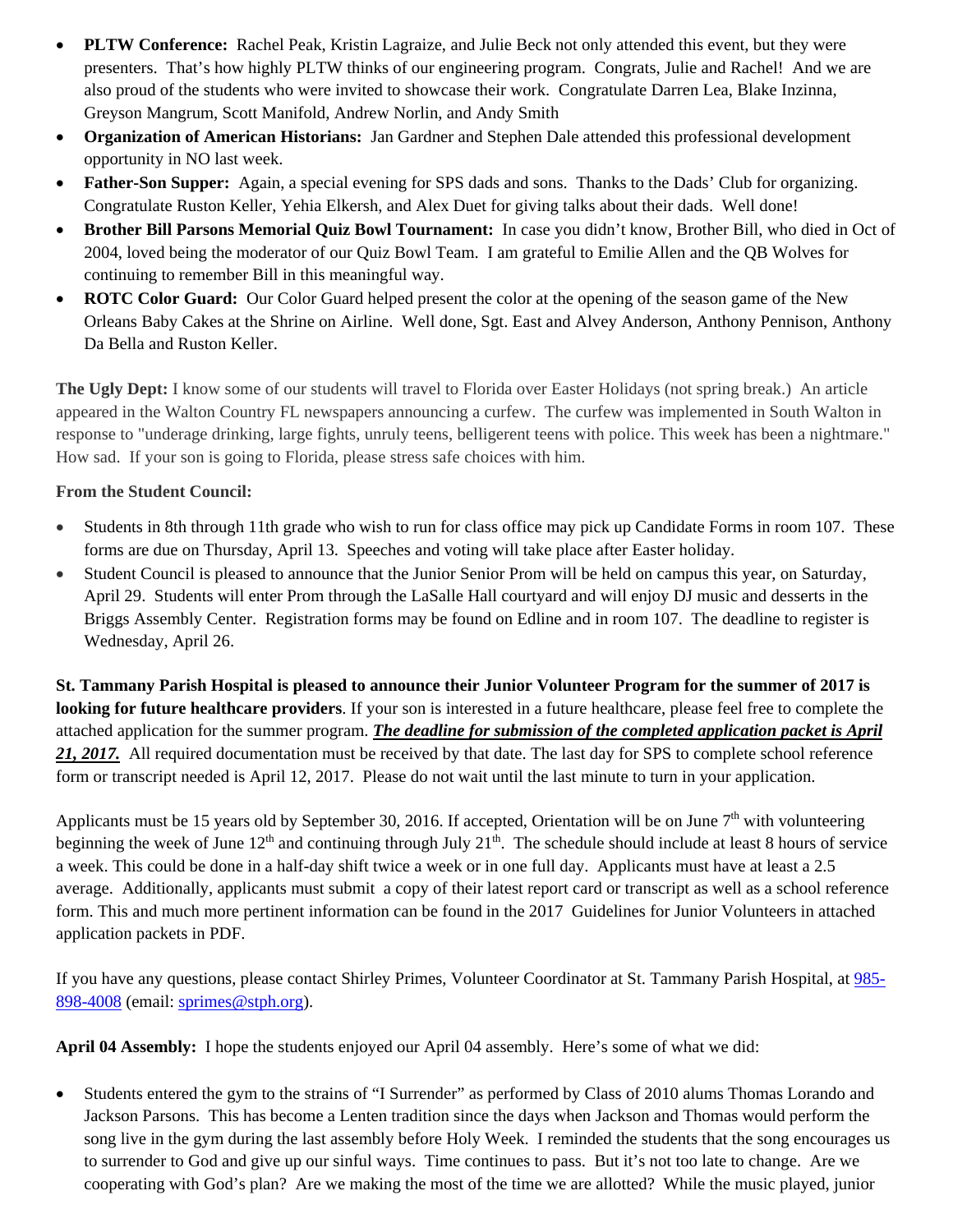- **PLTW Conference:** Rachel Peak, Kristin Lagraize, and Julie Beck not only attended this event, but they were presenters. That's how highly PLTW thinks of our engineering program. Congrats, Julie and Rachel! And we are also proud of the students who were invited to showcase their work. Congratulate Darren Lea, Blake Inzinna, Greyson Mangrum, Scott Manifold, Andrew Norlin, and Andy Smith
- **Organization of American Historians:** Jan Gardner and Stephen Dale attended this professional development opportunity in NO last week.
- **Father-Son Supper:** Again, a special evening for SPS dads and sons. Thanks to the Dads' Club for organizing. Congratulate Ruston Keller, Yehia Elkersh, and Alex Duet for giving talks about their dads. Well done!
- **Brother Bill Parsons Memorial Quiz Bowl Tournament:** In case you didn't know, Brother Bill, who died in Oct of 2004, loved being the moderator of our Quiz Bowl Team. I am grateful to Emilie Allen and the QB Wolves for continuing to remember Bill in this meaningful way.
- **ROTC Color Guard:** Our Color Guard helped present the color at the opening of the season game of the New Orleans Baby Cakes at the Shrine on Airline. Well done, Sgt. East and Alvey Anderson, Anthony Pennison, Anthony Da Bella and Ruston Keller.

**The Ugly Dept:** I know some of our students will travel to Florida over Easter Holidays (not spring break.) An article appeared in the Walton Country FL newspapers announcing a curfew. The curfew was implemented in South Walton in response to "underage drinking, large fights, unruly teens, belligerent teens with police. This week has been a nightmare." How sad. If your son is going to Florida, please stress safe choices with him.

**From the Student Council:**

- Students in 8th through 11th grade who wish to run for class office may pick up Candidate Forms in room 107. These forms are due on Thursday, April 13. Speeches and voting will take place after Easter holiday.
- Student Council is pleased to announce that the Junior Senior Prom will be held on campus this year, on Saturday, April 29. Students will enter Prom through the LaSalle Hall courtyard and will enjoy DJ music and desserts in the Briggs Assembly Center. Registration forms may be found on Edline and in room 107. The deadline to register is Wednesday, April 26.

**St. Tammany Parish Hospital is pleased to announce their Junior Volunteer Program for the summer of 2017 is looking for future healthcare providers**. If your son is interested in a future healthcare, please feel free to complete the attached application for the summer program. ***The deadline for submission of the completed application packet is April 21, 2017.*** All required documentation must be received by that date. The last day for SPS to complete school reference form or transcript needed is April 12, 2017. Please do not wait until the last minute to turn in your application.

Applicants must be 15 years old by September 30, 2016. If accepted, Orientation will be on June 7th with volunteering beginning the week of June 12th and continuing through July 21th. The schedule should include at least 8 hours of service a week. This could be done in a half-day shift twice a week or in one full day. Applicants must have at least a 2.5 average. Additionally, applicants must submit a copy of their latest report card or transcript as well as a school reference form. This and much more pertinent information can be found in the 2017 Guidelines for Junior Volunteers in attached application packets in PDF.

If you have any questions, please contact Shirley Primes, Volunteer Coordinator at St. Tammany Parish Hospital, at 985-898-4008 (email: sprimes@stph.org).

**April 04 Assembly:** I hope the students enjoyed our April 04 assembly. Here's some of what we did:

- Students entered the gym to the strains of "I Surrender" as performed by Class of 2010 alums Thomas Lorando and Jackson Parsons. This has become a Lenten tradition since the days when Jackson and Thomas would perform the song live in the gym during the last assembly before Holy Week. I reminded the students that the song encourages us to surrender to God and give up our sinful ways. Time continues to pass. But it's not too late to change. Are we cooperating with God's plan? Are we making the most of the time we are allotted? While the music played, junior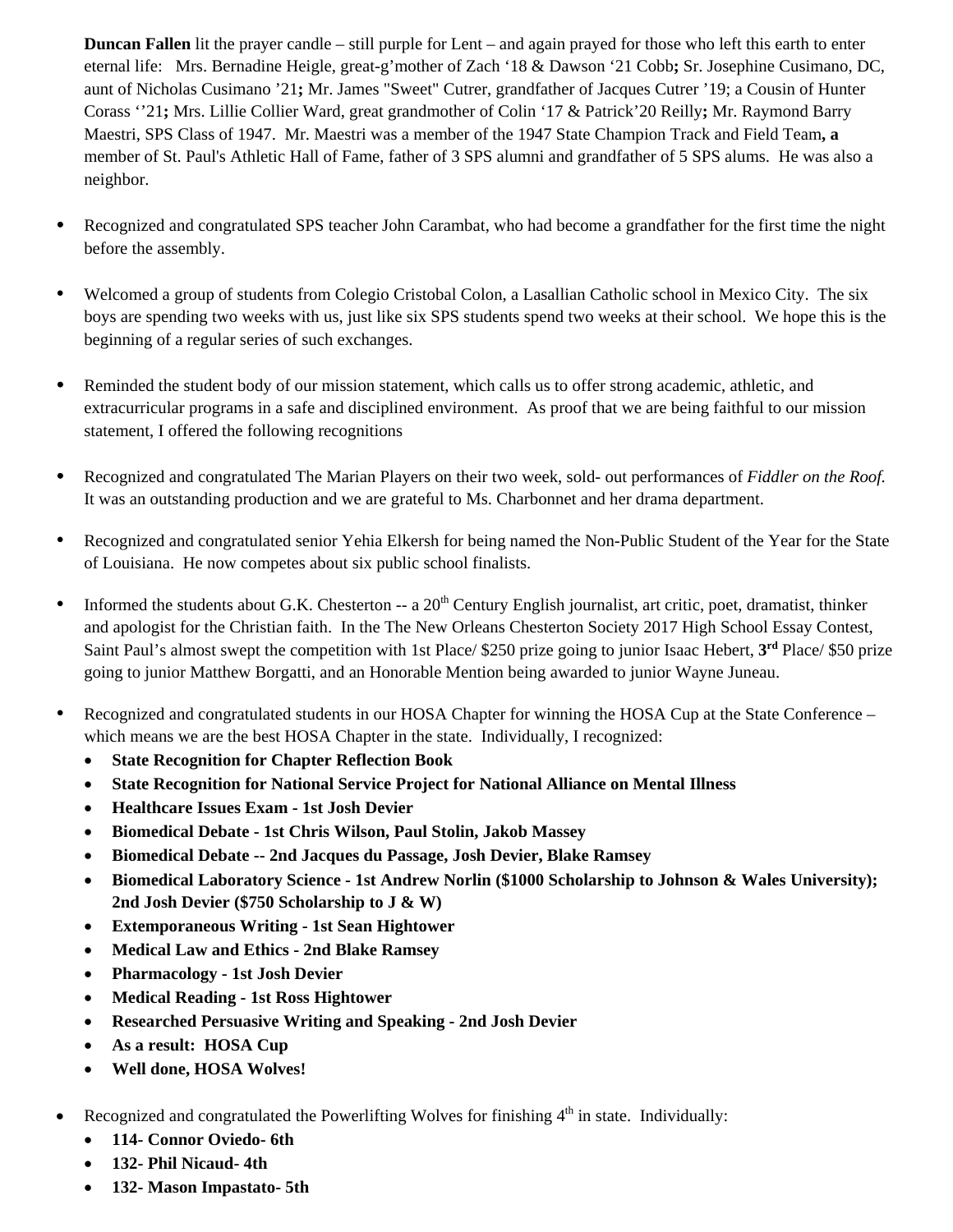**Duncan Fallen** lit the prayer candle – still purple for Lent – and again prayed for those who left this earth to enter eternal life: Mrs. Bernadine Heigle, great-g'mother of Zach '18 & Dawson '21 Cobb**;** Sr. Josephine Cusimano, DC, aunt of Nicholas Cusimano '21**;** Mr. James "Sweet" Cutrer, grandfather of Jacques Cutrer '19; a Cousin of Hunter Corass ''21**;** Mrs. Lillie Collier Ward, great grandmother of Colin '17 & Patrick'20 Reilly**;** Mr. Raymond Barry Maestri, SPS Class of 1947. Mr. Maestri was a member of the 1947 State Champion Track and Field Team**, a** member of St. Paul's Athletic Hall of Fame, father of 3 SPS alumni and grandfather of 5 SPS alums. He was also a neighbor.

- Recognized and congratulated SPS teacher John Carambat, who had become a grandfather for the first time the night before the assembly.

- Welcomed a group of students from Colegio Cristobal Colon, a Lasallian Catholic school in Mexico City. The six boys are spending two weeks with us, just like six SPS students spend two weeks at their school. We hope this is the beginning of a regular series of such exchanges.

- Reminded the student body of our mission statement, which calls us to offer strong academic, athletic, and extracurricular programs in a safe and disciplined environment. As proof that we are being faithful to our mission statement, I offered the following recognitions

- Recognized and congratulated The Marian Players on their two week, sold- out performances of *Fiddler on the Roof.* It was an outstanding production and we are grateful to Ms. Charbonnet and her drama department.

- Recognized and congratulated senior Yehia Elkersh for being named the Non-Public Student of the Year for the State of Louisiana. He now competes about six public school finalists.

- Informed the students about G.K. Chesterton -- a 20th Century English journalist, art critic, poet, dramatist, thinker and apologist for the Christian faith. In the The New Orleans Chesterton Society 2017 High School Essay Contest, Saint Paul's almost swept the competition with 1st Place/ $250 prize going to junior Isaac Hebert, **3rd** Place/ $50 prize going to junior Matthew Borgatti, and an Honorable Mention being awarded to junior Wayne Juneau.

- Recognized and congratulated students in our HOSA Chapter for winning the HOSA Cup at the State Conference – which means we are the best HOSA Chapter in the state. Individually, I recognized:
  - **State Recognition for Chapter Reflection Book**
  - **State Recognition for National Service Project for National Alliance on Mental Illness**
  - **Healthcare Issues Exam - 1st Josh Devier**
  - **Biomedical Debate - 1st Chris Wilson, Paul Stolin, Jakob Massey**
  - **Biomedical Debate -- 2nd Jacques du Passage, Josh Devier, Blake Ramsey**
  - **Biomedical Laboratory Science - 1st Andrew Norlin ($1000 Scholarship to Johnson & Wales University); 2nd Josh Devier ($750 Scholarship to J & W)**
  - **Extemporaneous Writing - 1st Sean Hightower**
  - **Medical Law and Ethics - 2nd Blake Ramsey**
  - **Pharmacology - 1st Josh Devier**
  - **Medical Reading - 1st Ross Hightower**
  - **Researched Persuasive Writing and Speaking - 2nd Josh Devier**
  - **As a result: HOSA Cup**
  - **Well done, HOSA Wolves!**

- Recognized and congratulated the Powerlifting Wolves for finishing 4th in state. Individually:
  - **114- Connor Oviedo- 6th**
  - **132- Phil Nicaud- 4th**
  - **132- Mason Impastato- 5th**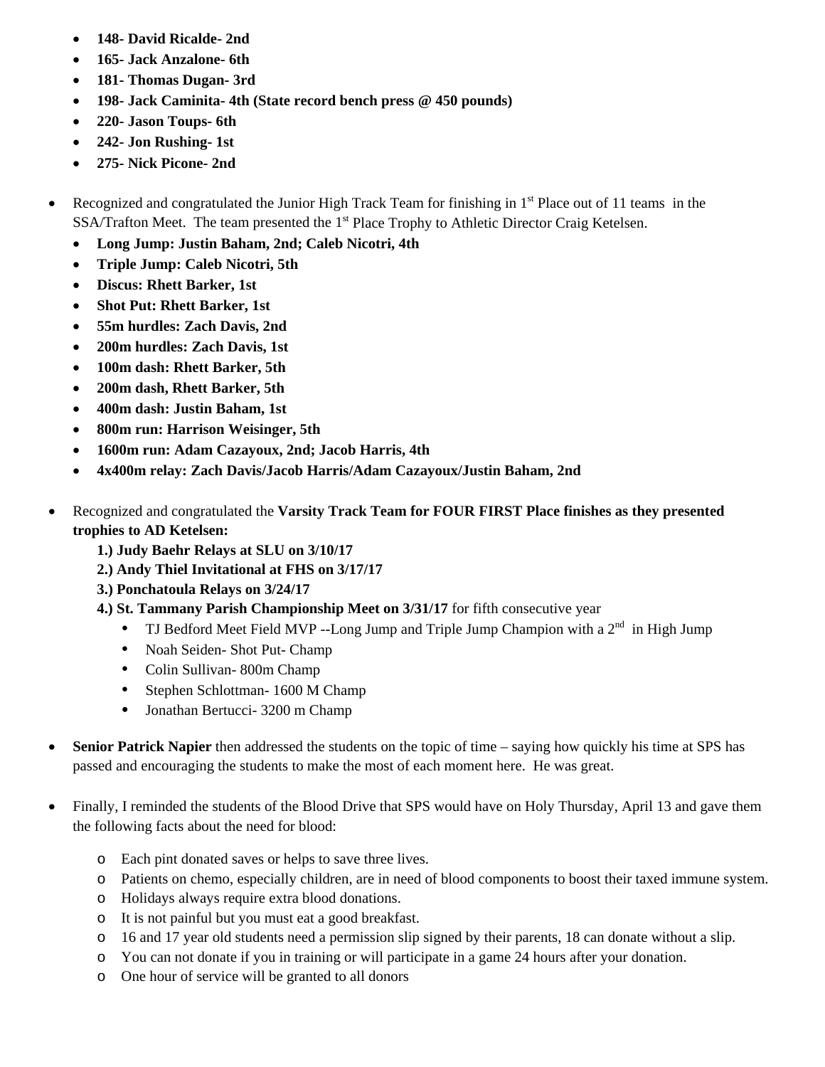- **148- David Ricalde- 2nd**
- **165- Jack Anzalone- 6th**
- **181- Thomas Dugan- 3rd**
- **198- Jack Caminita- 4th (State record bench press @ 450 pounds)**
- **220- Jason Toups- 6th**
- **242- Jon Rushing- 1st**
- **275- Nick Picone- 2nd**

- Recognized and congratulated the Junior High Track Team for finishing in 1st Place out of 11 teams in the SSA/Trafton Meet. The team presented the 1st Place Trophy to Athletic Director Craig Ketelsen.
  - **Long Jump: Justin Baham, 2nd; Caleb Nicotri, 4th**
  - **Triple Jump: Caleb Nicotri, 5th**
  - **Discus: Rhett Barker, 1st**
  - **Shot Put: Rhett Barker, 1st**
  - **55m hurdles: Zach Davis, 2nd**
  - **200m hurdles: Zach Davis, 1st**
  - **100m dash: Rhett Barker, 5th**
  - **200m dash, Rhett Barker, 5th**
  - **400m dash: Justin Baham, 1st**
  - **800m run: Harrison Weisinger, 5th**
  - **1600m run: Adam Cazayoux, 2nd; Jacob Harris, 4th**
  - **4x400m relay: Zach Davis/Jacob Harris/Adam Cazayoux/Justin Baham, 2nd**

- Recognized and congratulated the **Varsity Track Team for FOUR FIRST Place finishes as they presented trophies to AD Ketelsen:**
  1. **Judy Baehr Relays at SLU on 3/10/17**
  2. **Andy Thiel Invitational at FHS on 3/17/17**
  3. **Ponchatoula Relays on 3/24/17**
  4. **St. Tammany Parish Championship Meet on 3/31/17** for fifth consecutive year
     - TJ Bedford Meet Field MVP --Long Jump and Triple Jump Champion with a 2nd in High Jump
     - Noah Seiden- Shot Put- Champ
     - Colin Sullivan- 800m Champ
     - Stephen Schlottman- 1600 M Champ
     - Jonathan Bertucci- 3200 m Champ

- **Senior Patrick Napier** then addressed the students on the topic of time – saying how quickly his time at SPS has passed and encouraging the students to make the most of each moment here. He was great.

- Finally, I reminded the students of the Blood Drive that SPS would have on Holy Thursday, April 13 and gave them the following facts about the need for blood:
  - Each pint donated saves or helps to save three lives.
  - Patients on chemo, especially children, are in need of blood components to boost their taxed immune system.
  - Holidays always require extra blood donations.
  - It is not painful but you must eat a good breakfast.
  - 16 and 17 year old students need a permission slip signed by their parents, 18 can donate without a slip.
  - You can not donate if you in training or will participate in a game 24 hours after your donation.
  - One hour of service will be granted to all donors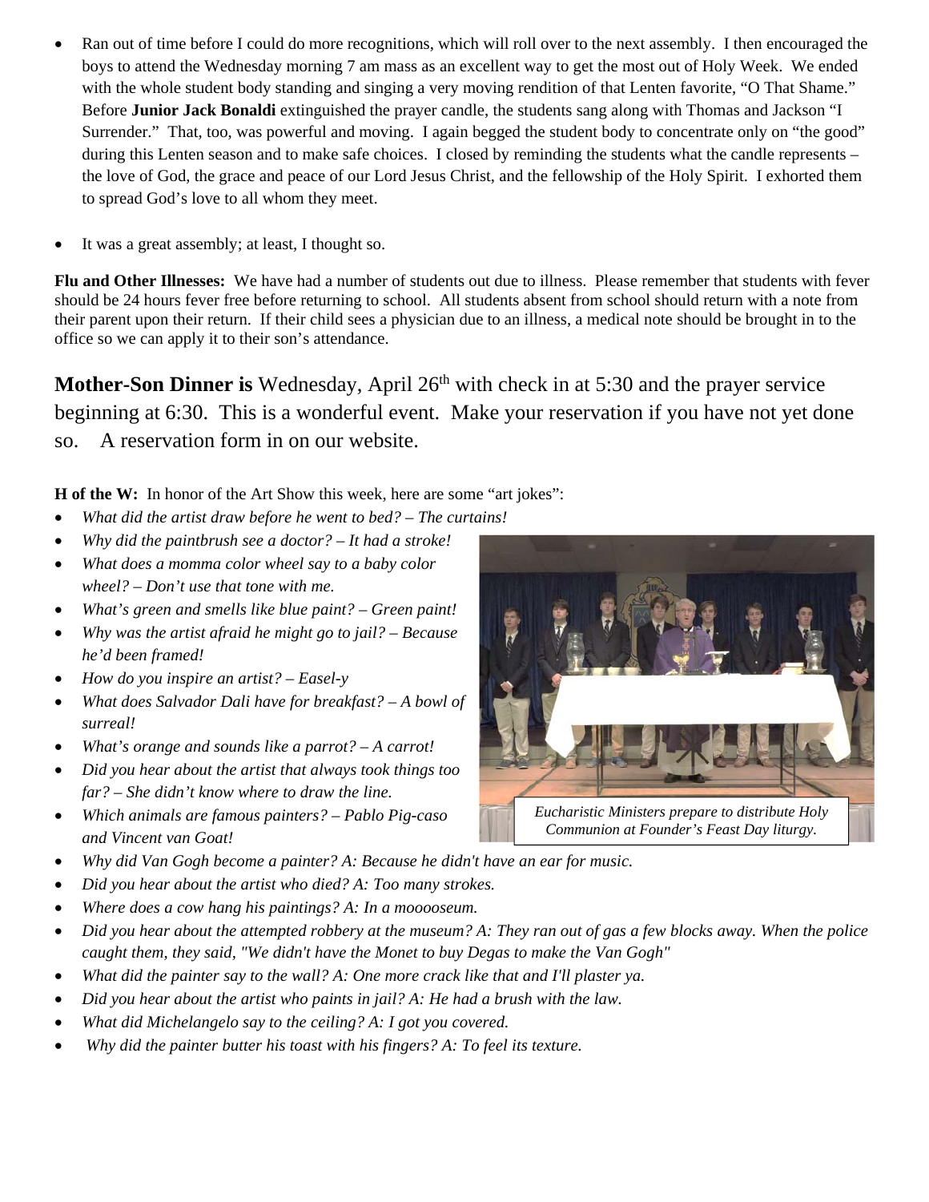- Ran out of time before I could do more recognitions, which will roll over to the next assembly. I then encouraged the boys to attend the Wednesday morning 7 am mass as an excellent way to get the most out of Holy Week. We ended with the whole student body standing and singing a very moving rendition of that Lenten favorite, "O That Shame." Before **Junior Jack Bonaldi** extinguished the prayer candle, the students sang along with Thomas and Jackson "I Surrender." That, too, was powerful and moving. I again begged the student body to concentrate only on "the good" during this Lenten season and to make safe choices. I closed by reminding the students what the candle represents – the love of God, the grace and peace of our Lord Jesus Christ, and the fellowship of the Holy Spirit. I exhorted them to spread God's love to all whom they meet.

- It was a great assembly; at least, I thought so.

**Flu and Other Illnesses:** We have had a number of students out due to illness. Please remember that students with fever should be 24 hours fever free before returning to school. All students absent from school should return with a note from their parent upon their return. If their child sees a physician due to an illness, a medical note should be brought in to the office so we can apply it to their son's attendance.

**Mother-Son Dinner is** Wednesday, April 26th with check in at 5:30 and the prayer service beginning at 6:30. This is a wonderful event. Make your reservation if you have not yet done so. A reservation form in on our website.

**H of the W:** In honor of the Art Show this week, here are some "art jokes":

- *What did the artist draw before he went to bed? – The curtains!*
- *Why did the paintbrush see a doctor? – It had a stroke!*
- *What does a momma color wheel say to a baby color wheel? – Don't use that tone with me.*
- *What's green and smells like blue paint? – Green paint!*
- *Why was the artist afraid he might go to jail? – Because he'd been framed!*
- *How do you inspire an artist? – Easel-y*
- *What does Salvador Dali have for breakfast? – A bowl of surreal!*
- *What's orange and sounds like a parrot? – A carrot!*
- *Did you hear about the artist that always took things too far? – She didn't know where to draw the line.*
- *Which animals are famous painters? – Pablo Pig-caso and Vincent van Goat!*
- *Why did Van Gogh become a painter? A: Because he didn't have an ear for music.*
- *Did you hear about the artist who died? A: Too many strokes.*
- *Where does a cow hang his paintings? A: In a mooooseum.*
- *Did you hear about the attempted robbery at the museum? A: They ran out of gas a few blocks away. When the police caught them, they said, "We didn't have the Monet to buy Degas to make the Van Gogh"*
- *What did the painter say to the wall? A: One more crack like that and I'll plaster ya.*
- *Did you hear about the artist who paints in jail? A: He had a brush with the law.*
- *What did Michelangelo say to the ceiling? A: I got you covered.*
- *Why did the painter butter his toast with his fingers? A: To feel its texture.*

*Eucharistic Ministers prepare to distribute Holy Communion at Founder's Feast Day liturgy.*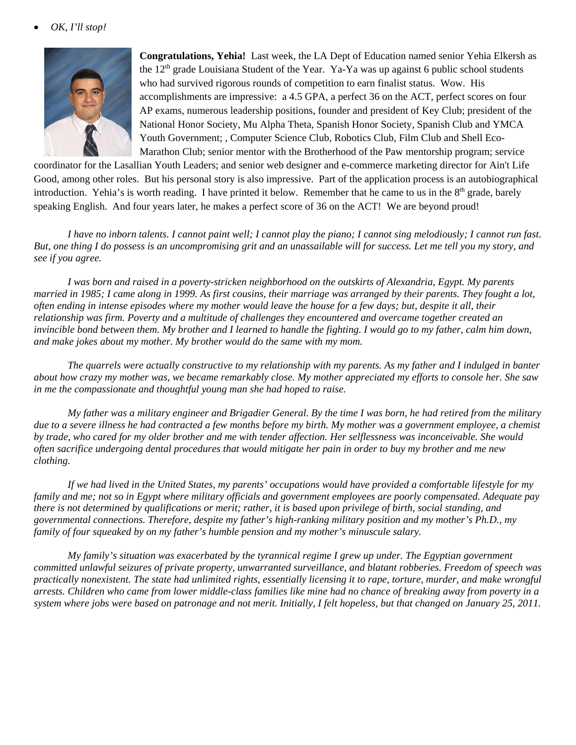- *OK, I'll stop!*

**Congratulations, Yehia!** Last week, the LA Dept of Education named senior Yehia Elkersh as the 12th grade Louisiana Student of the Year. Ya-Ya was up against 6 public school students who had survived rigorous rounds of competition to earn finalist status. Wow. His accomplishments are impressive: a 4.5 GPA, a perfect 36 on the ACT, perfect scores on four AP exams, numerous leadership positions, founder and president of Key Club; president of the National Honor Society, Mu Alpha Theta, Spanish Honor Society, Spanish Club and YMCA Youth Government; , Computer Science Club, Robotics Club, Film Club and Shell Eco-Marathon Club; senior mentor with the Brotherhood of the Paw mentorship program; service coordinator for the Lasallian Youth Leaders; and senior web designer and e-commerce marketing director for Ain't Life Good, among other roles. But his personal story is also impressive. Part of the application process is an autobiographical introduction. Yehia's is worth reading. I have printed it below. Remember that he came to us in the 8th grade, barely speaking English. And four years later, he makes a perfect score of 36 on the ACT! We are beyond proud!

*I have no inborn talents. I cannot paint well; I cannot play the piano; I cannot sing melodiously; I cannot run fast. But, one thing I do possess is an uncompromising grit and an unassailable will for success. Let me tell you my story, and see if you agree.*

*I was born and raised in a poverty-stricken neighborhood on the outskirts of Alexandria, Egypt. My parents married in 1985; I came along in 1999. As first cousins, their marriage was arranged by their parents. They fought a lot, often ending in intense episodes where my mother would leave the house for a few days; but, despite it all, their relationship was firm. Poverty and a multitude of challenges they encountered and overcame together created an invincible bond between them. My brother and I learned to handle the fighting. I would go to my father, calm him down, and make jokes about my mother. My brother would do the same with my mom.*

*The quarrels were actually constructive to my relationship with my parents. As my father and I indulged in banter about how crazy my mother was, we became remarkably close. My mother appreciated my efforts to console her. She saw in me the compassionate and thoughtful young man she had hoped to raise.*

*My father was a military engineer and Brigadier General. By the time I was born, he had retired from the military due to a severe illness he had contracted a few months before my birth. My mother was a government employee, a chemist by trade, who cared for my older brother and me with tender affection. Her selflessness was inconceivable. She would often sacrifice undergoing dental procedures that would mitigate her pain in order to buy my brother and me new clothing.*

*If we had lived in the United States, my parents' occupations would have provided a comfortable lifestyle for my family and me; not so in Egypt where military officials and government employees are poorly compensated. Adequate pay there is not determined by qualifications or merit; rather, it is based upon privilege of birth, social standing, and governmental connections. Therefore, despite my father's high-ranking military position and my mother's Ph.D., my family of four squeaked by on my father's humble pension and my mother's minuscule salary.*

*My family's situation was exacerbated by the tyrannical regime I grew up under. The Egyptian government committed unlawful seizures of private property, unwarranted surveillance, and blatant robberies. Freedom of speech was practically nonexistent. The state had unlimited rights, essentially licensing it to rape, torture, murder, and make wrongful arrests. Children who came from lower middle-class families like mine had no chance of breaking away from poverty in a system where jobs were based on patronage and not merit. Initially, I felt hopeless, but that changed on January 25, 2011.*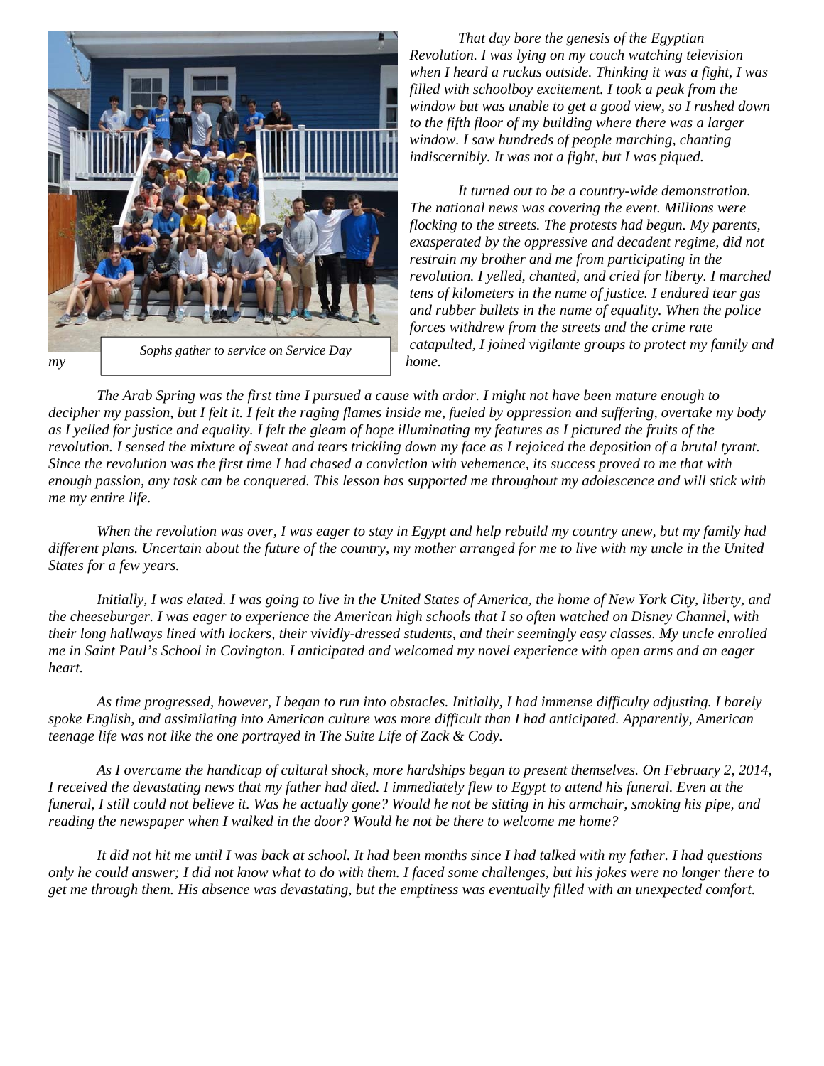*Sophs gather to service on Service Day*

*That day bore the genesis of the Egyptian Revolution. I was lying on my couch watching television when I heard a ruckus outside. Thinking it was a fight, I was filled with schoolboy excitement. I took a peak from the window but was unable to get a good view, so I rushed down to the fifth floor of my building where there was a larger window. I saw hundreds of people marching, chanting indiscernibly. It was not a fight, but I was piqued.*

*It turned out to be a country-wide demonstration. The national news was covering the event. Millions were flocking to the streets. The protests had begun. My parents, exasperated by the oppressive and decadent regime, did not restrain my brother and me from participating in the revolution. I yelled, chanted, and cried for liberty. I marched tens of kilometers in the name of justice. I endured tear gas and rubber bullets in the name of equality. When the police forces withdrew from the streets and the crime rate catapulted, I joined vigilante groups to protect my family and my home.*

*The Arab Spring was the first time I pursued a cause with ardor. I might not have been mature enough to decipher my passion, but I felt it. I felt the raging flames inside me, fueled by oppression and suffering, overtake my body as I yelled for justice and equality. I felt the gleam of hope illuminating my features as I pictured the fruits of the revolution. I sensed the mixture of sweat and tears trickling down my face as I rejoiced the deposition of a brutal tyrant. Since the revolution was the first time I had chased a conviction with vehemence, its success proved to me that with enough passion, any task can be conquered. This lesson has supported me throughout my adolescence and will stick with me my entire life.*

*When the revolution was over, I was eager to stay in Egypt and help rebuild my country anew, but my family had different plans. Uncertain about the future of the country, my mother arranged for me to live with my uncle in the United States for a few years.*

*Initially, I was elated. I was going to live in the United States of America, the home of New York City, liberty, and the cheeseburger. I was eager to experience the American high schools that I so often watched on Disney Channel, with their long hallways lined with lockers, their vividly-dressed students, and their seemingly easy classes. My uncle enrolled me in Saint Paul's School in Covington. I anticipated and welcomed my novel experience with open arms and an eager heart.*

*As time progressed, however, I began to run into obstacles. Initially, I had immense difficulty adjusting. I barely spoke English, and assimilating into American culture was more difficult than I had anticipated. Apparently, American teenage life was not like the one portrayed in The Suite Life of Zack & Cody.*

*As I overcame the handicap of cultural shock, more hardships began to present themselves. On February 2, 2014, I received the devastating news that my father had died. I immediately flew to Egypt to attend his funeral. Even at the funeral, I still could not believe it. Was he actually gone? Would he not be sitting in his armchair, smoking his pipe, and reading the newspaper when I walked in the door? Would he not be there to welcome me home?*

*It did not hit me until I was back at school. It had been months since I had talked with my father. I had questions only he could answer; I did not know what to do with them. I faced some challenges, but his jokes were no longer there to get me through them. His absence was devastating, but the emptiness was eventually filled with an unexpected comfort.*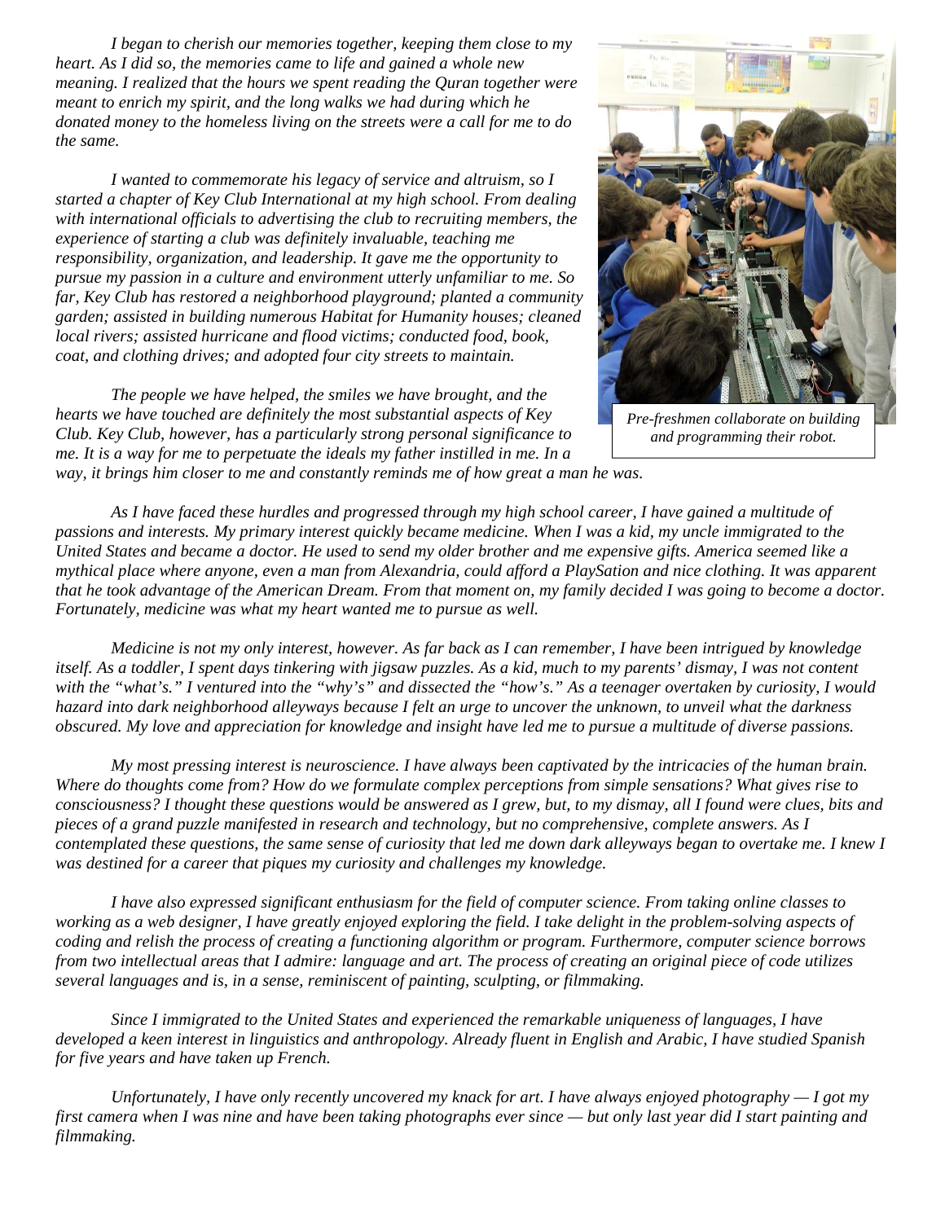*I began to cherish our memories together, keeping them close to my heart. As I did so, the memories came to life and gained a whole new meaning. I realized that the hours we spent reading the Quran together were meant to enrich my spirit, and the long walks we had during which he donated money to the homeless living on the streets were a call for me to do the same.*

*I wanted to commemorate his legacy of service and altruism, so I started a chapter of Key Club International at my high school. From dealing with international officials to advertising the club to recruiting members, the experience of starting a club was definitely invaluable, teaching me responsibility, organization, and leadership. It gave me the opportunity to pursue my passion in a culture and environment utterly unfamiliar to me. So far, Key Club has restored a neighborhood playground; planted a community garden; assisted in building numerous Habitat for Humanity houses; cleaned local rivers; assisted hurricane and flood victims; conducted food, book, coat, and clothing drives; and adopted four city streets to maintain.*

*The people we have helped, the smiles we have brought, and the hearts we have touched are definitely the most substantial aspects of Key Club. Key Club, however, has a particularly strong personal significance to me. It is a way for me to perpetuate the ideals my father instilled in me. In a way, it brings him closer to me and constantly reminds me of how great a man he was.*

*Pre-freshmen collaborate on building and programming their robot.*

*As I have faced these hurdles and progressed through my high school career, I have gained a multitude of passions and interests. My primary interest quickly became medicine. When I was a kid, my uncle immigrated to the United States and became a doctor. He used to send my older brother and me expensive gifts. America seemed like a mythical place where anyone, even a man from Alexandria, could afford a PlaySation and nice clothing. It was apparent that he took advantage of the American Dream. From that moment on, my family decided I was going to become a doctor. Fortunately, medicine was what my heart wanted me to pursue as well.*

*Medicine is not my only interest, however. As far back as I can remember, I have been intrigued by knowledge itself. As a toddler, I spent days tinkering with jigsaw puzzles. As a kid, much to my parents' dismay, I was not content with the "what's." I ventured into the "why's" and dissected the "how's." As a teenager overtaken by curiosity, I would hazard into dark neighborhood alleyways because I felt an urge to uncover the unknown, to unveil what the darkness obscured. My love and appreciation for knowledge and insight have led me to pursue a multitude of diverse passions.*

*My most pressing interest is neuroscience. I have always been captivated by the intricacies of the human brain. Where do thoughts come from? How do we formulate complex perceptions from simple sensations? What gives rise to consciousness? I thought these questions would be answered as I grew, but, to my dismay, all I found were clues, bits and pieces of a grand puzzle manifested in research and technology, but no comprehensive, complete answers. As I contemplated these questions, the same sense of curiosity that led me down dark alleyways began to overtake me. I knew I was destined for a career that piques my curiosity and challenges my knowledge.*

*I have also expressed significant enthusiasm for the field of computer science. From taking online classes to working as a web designer, I have greatly enjoyed exploring the field. I take delight in the problem-solving aspects of coding and relish the process of creating a functioning algorithm or program. Furthermore, computer science borrows from two intellectual areas that I admire: language and art. The process of creating an original piece of code utilizes several languages and is, in a sense, reminiscent of painting, sculpting, or filmmaking.*

*Since I immigrated to the United States and experienced the remarkable uniqueness of languages, I have developed a keen interest in linguistics and anthropology. Already fluent in English and Arabic, I have studied Spanish for five years and have taken up French.*

*Unfortunately, I have only recently uncovered my knack for art. I have always enjoyed photography — I got my first camera when I was nine and have been taking photographs ever since — but only last year did I start painting and filmmaking.*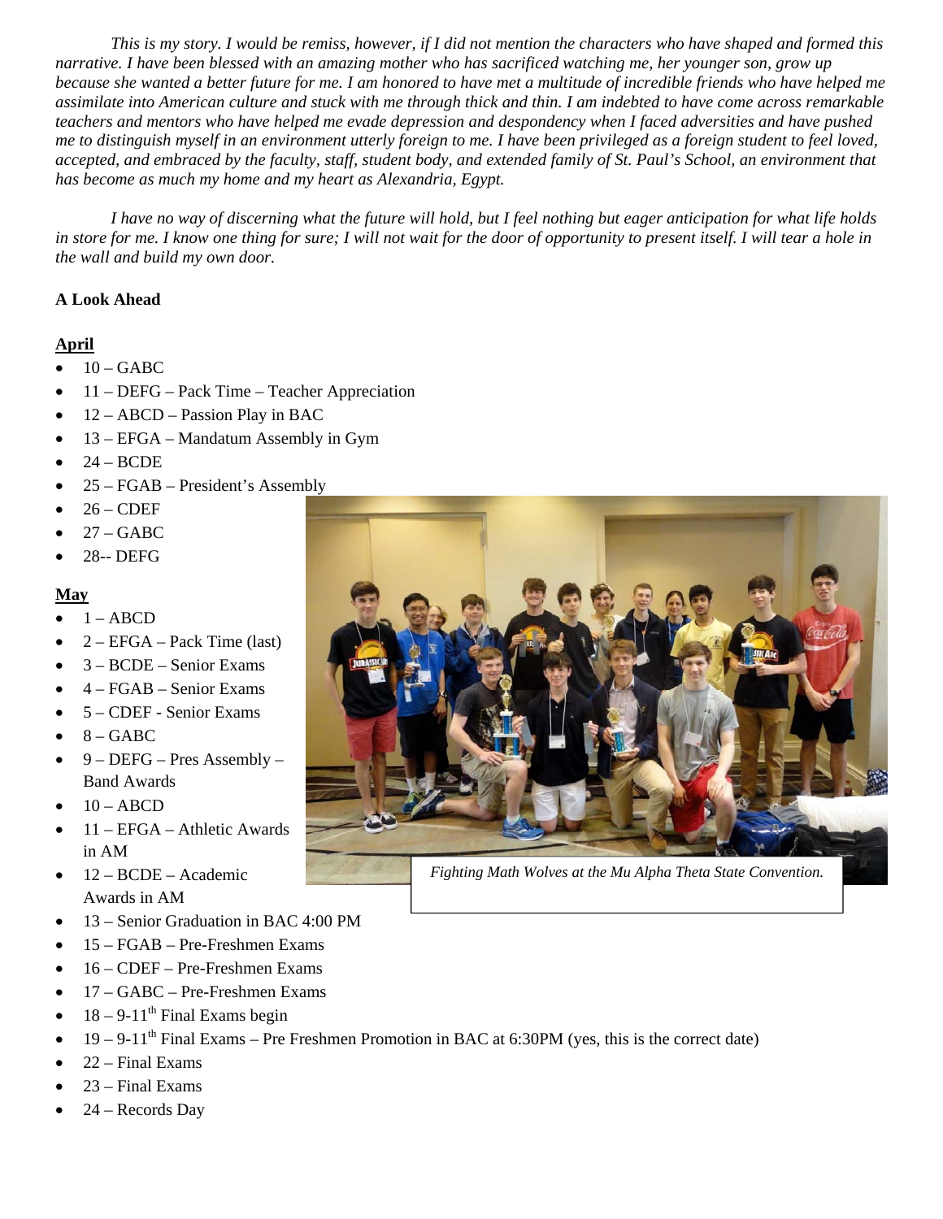*This is my story. I would be remiss, however, if I did not mention the characters who have shaped and formed this narrative. I have been blessed with an amazing mother who has sacrificed watching me, her younger son, grow up because she wanted a better future for me. I am honored to have met a multitude of incredible friends who have helped me assimilate into American culture and stuck with me through thick and thin. I am indebted to have come across remarkable teachers and mentors who have helped me evade depression and despondency when I faced adversities and have pushed me to distinguish myself in an environment utterly foreign to me. I have been privileged as a foreign student to feel loved, accepted, and embraced by the faculty, staff, student body, and extended family of St. Paul's School, an environment that has become as much my home and my heart as Alexandria, Egypt.*

*I have no way of discerning what the future will hold, but I feel nothing but eager anticipation for what life holds in store for me. I know one thing for sure; I will not wait for the door of opportunity to present itself. I will tear a hole in the wall and build my own door.*

**A Look Ahead**

**April**

- 10 – GABC
- 11 – DEFG – Pack Time – Teacher Appreciation
- 12 – ABCD – Passion Play in BAC
- 13 – EFGA – Mandatum Assembly in Gym
- 24 – BCDE
- 25 – FGAB – President's Assembly
- 26 – CDEF
- 27 – GABC
- 28-- DEFG

**May**

- 1 – ABCD
- 2 – EFGA – Pack Time (last)
- 3 – BCDE – Senior Exams
- 4 – FGAB – Senior Exams
- 5 – CDEF - Senior Exams
- 8 – GABC
- 9 – DEFG – Pres Assembly – Band Awards
- 10 – ABCD
- 11 – EFGA – Athletic Awards in AM
- 12 – BCDE – Academic Awards in AM
- 13 – Senior Graduation in BAC 4:00 PM
- 15 – FGAB – Pre-Freshmen Exams
- 16 – CDEF – Pre-Freshmen Exams
- 17 – GABC – Pre-Freshmen Exams
- 18 – 9-11th Final Exams begin
- 19 – 9-11th Final Exams – Pre Freshmen Promotion in BAC at 6:30PM (yes, this is the correct date)
- 22 – Final Exams
- 23 – Final Exams
- 24 – Records Day

*Fighting Math Wolves at the Mu Alpha Theta State Convention.*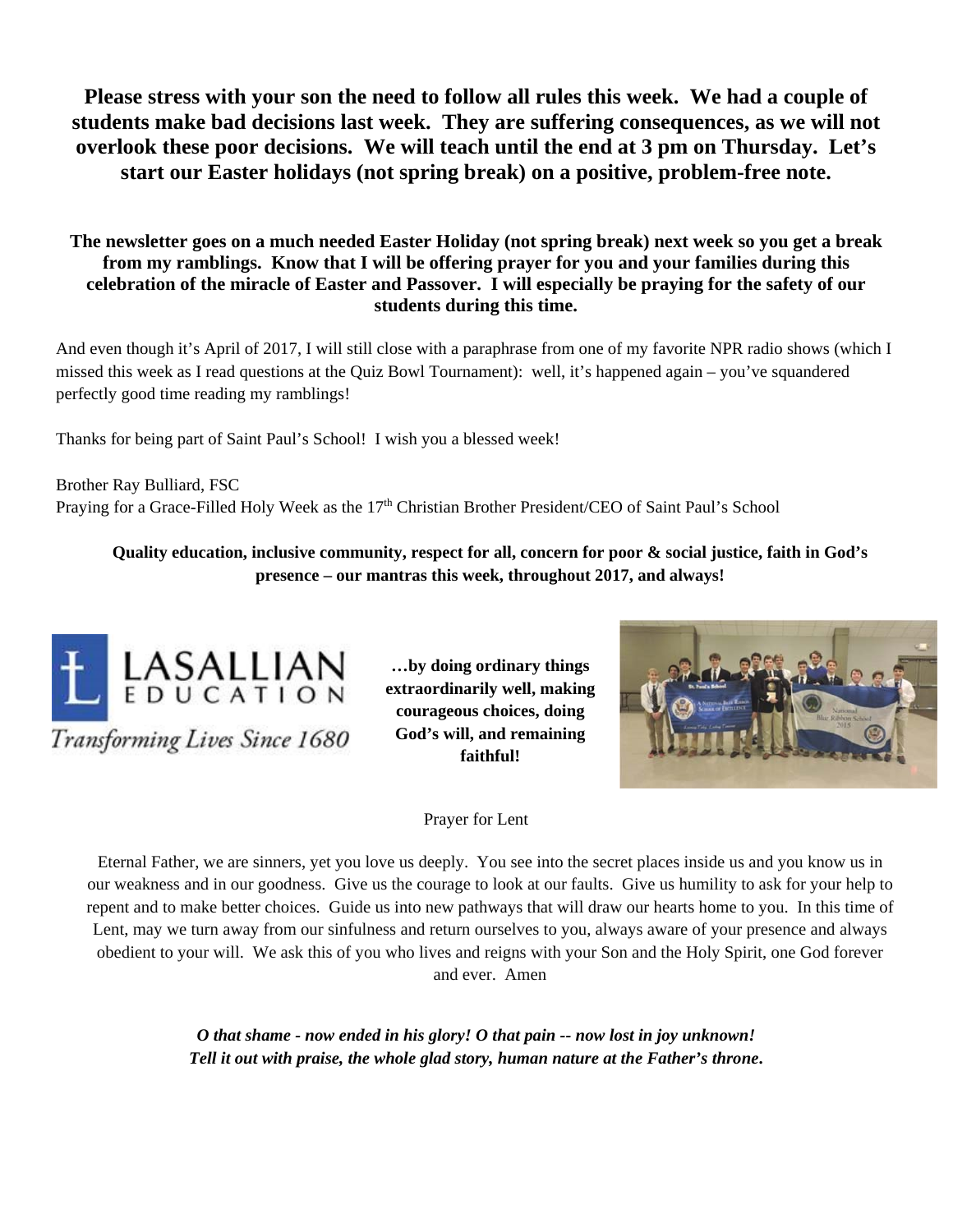**Please stress with your son the need to follow all rules this week. We had a couple of students make bad decisions last week. They are suffering consequences, as we will not overlook these poor decisions. We will teach until the end at 3 pm on Thursday. Let's start our Easter holidays (not spring break) on a positive, problem-free note.**

**The newsletter goes on a much needed Easter Holiday (not spring break) next week so you get a break from my ramblings. Know that I will be offering prayer for you and your families during this celebration of the miracle of Easter and Passover. I will especially be praying for the safety of our students during this time.**

And even though it's April of 2017, I will still close with a paraphrase from one of my favorite NPR radio shows (which I missed this week as I read questions at the Quiz Bowl Tournament): well, it's happened again – you've squandered perfectly good time reading my ramblings!

Thanks for being part of Saint Paul's School! I wish you a blessed week!

Brother Ray Bulliard, FSC
Praying for a Grace-Filled Holy Week as the 17th Christian Brother President/CEO of Saint Paul's School

**Quality education, inclusive community, respect for all, concern for poor & social justice, faith in God's presence – our mantras this week, throughout 2017, and always!**

LASALLIAN EDUCATION

*Transforming Lives Since 1680*

**…by doing ordinary things extraordinarily well, making courageous choices, doing God's will, and remaining faithful!**

Prayer for Lent

Eternal Father, we are sinners, yet you love us deeply. You see into the secret places inside us and you know us in our weakness and in our goodness. Give us the courage to look at our faults. Give us humility to ask for your help to repent and to make better choices. Guide us into new pathways that will draw our hearts home to you. In this time of Lent, may we turn away from our sinfulness and return ourselves to you, always aware of your presence and always obedient to your will. We ask this of you who lives and reigns with your Son and the Holy Spirit, one God forever and ever. Amen

***O that shame - now ended in his glory! O that pain -- now lost in joy unknown!***
***Tell it out with praise, the whole glad story, human nature at the Father's throne.***